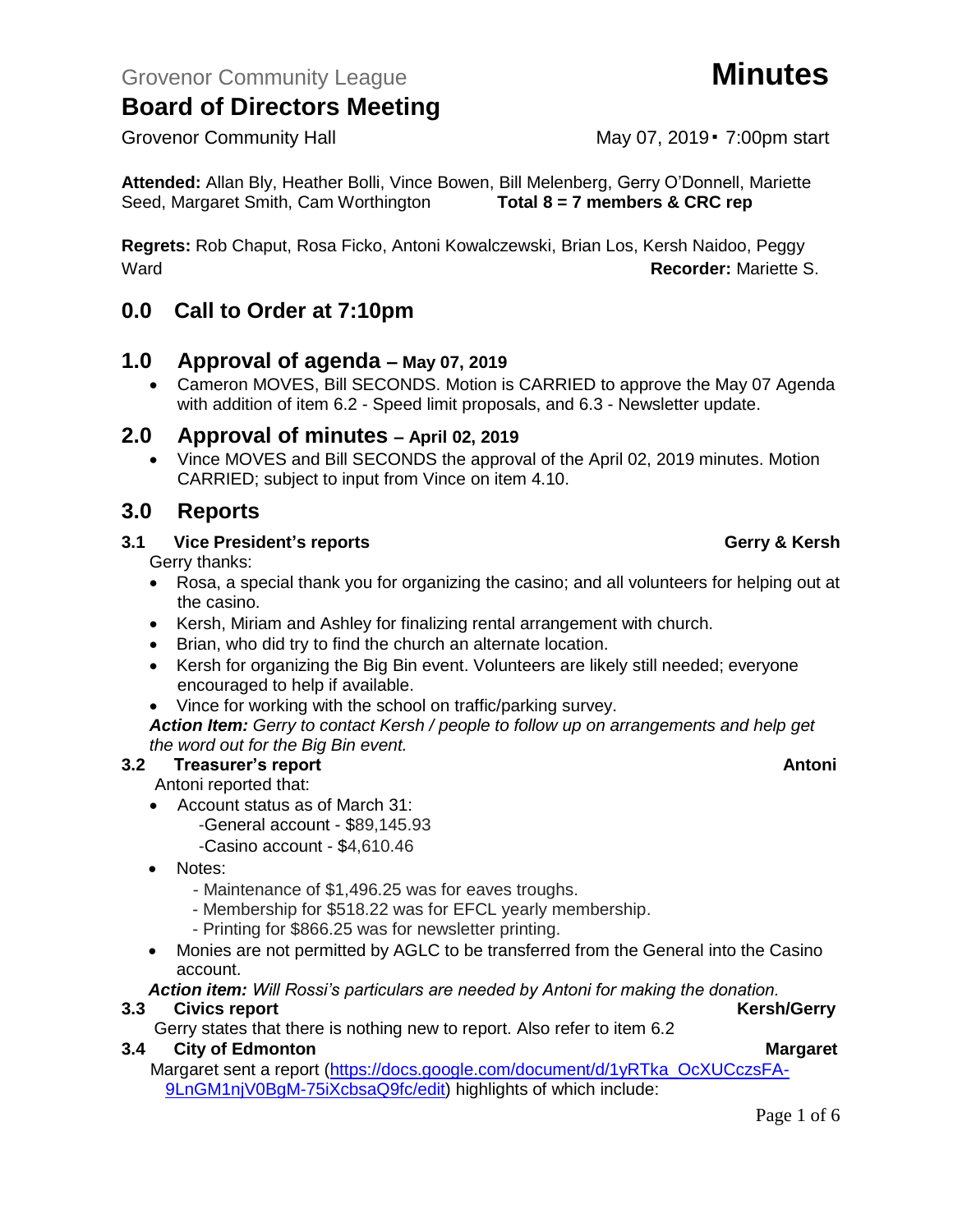Grovenor Community League **Minutes**

# Board of Directors Meeting

Grovenor Community Hall May 07, 2019 ▪ 7:00pm start

**Attended:** Allan Bly, Heather Bolli, Vince Bowen, Bill Melenberg, Gerry O'Donnell, Mariette Seed, Margaret Smith, Cam Worthington **Total 8 = 7 members & CRC rep**

**Regrets:** Rob Chaput, Rosa Ficko, Antoni Kowalczewski, Brian Los, Kersh Naidoo, Peggy Ward **Recorder:** Mariette S.

## 0.0 Call to Order at 7:10pm

## 1.0 Approval of agenda – May 07, 2019

- Cameron MOVES, Bill SECONDS. Motion is CARRIED to approve the May 07 Agenda with addition of item 6.2 - Speed limit proposals, and 6.3 - Newsletter update.

## 2.0 Approval of minutes – April 02, 2019

- Vince MOVES and Bill SECONDS the approval of the April 02, 2019 minutes. Motion CARRIED; subject to input from Vince on item 4.10.

## 3.0 Reports

### 3.1 Vice President's reports — Gerry & Kersh

Gerry thanks:

- Rosa, a special thank you for organizing the casino; and all volunteers for helping out at the casino.
- Kersh, Miriam and Ashley for finalizing rental arrangement with church.
- Brian, who did try to find the church an alternate location.
- Kersh for organizing the Big Bin event. Volunteers are likely still needed; everyone encouraged to help if available.
- Vince for working with the school on traffic/parking survey.

***Action Item:*** *Gerry to contact Kersh / people to follow up on arrangements and help get the word out for the Big Bin event.*

### 3.2 Treasurer's report — Antoni

Antoni reported that:

- Account status as of March 31:
  - -General account - $89,145.93
  - -Casino account - $4,610.46
- Notes:
  - - Maintenance of $1,496.25 was for eaves troughs.
  - - Membership for $518.22 was for EFCL yearly membership.
  - - Printing for $866.25 was for newsletter printing.
- Monies are not permitted by AGLC to be transferred from the General into the Casino account.

***Action item:*** *Will Rossi's particulars are needed by Antoni for making the donation.*

### 3.3 Civics report — Kersh/Gerry

Gerry states that there is nothing new to report. Also refer to item 6.2

### 3.4 City of Edmonton — Margaret

Margaret sent a report (https://docs.google.com/document/d/1yRTka_OcXUCczsFA-9LnGM1njV0BgM-75iXcbsaQ9fc/edit) highlights of which include: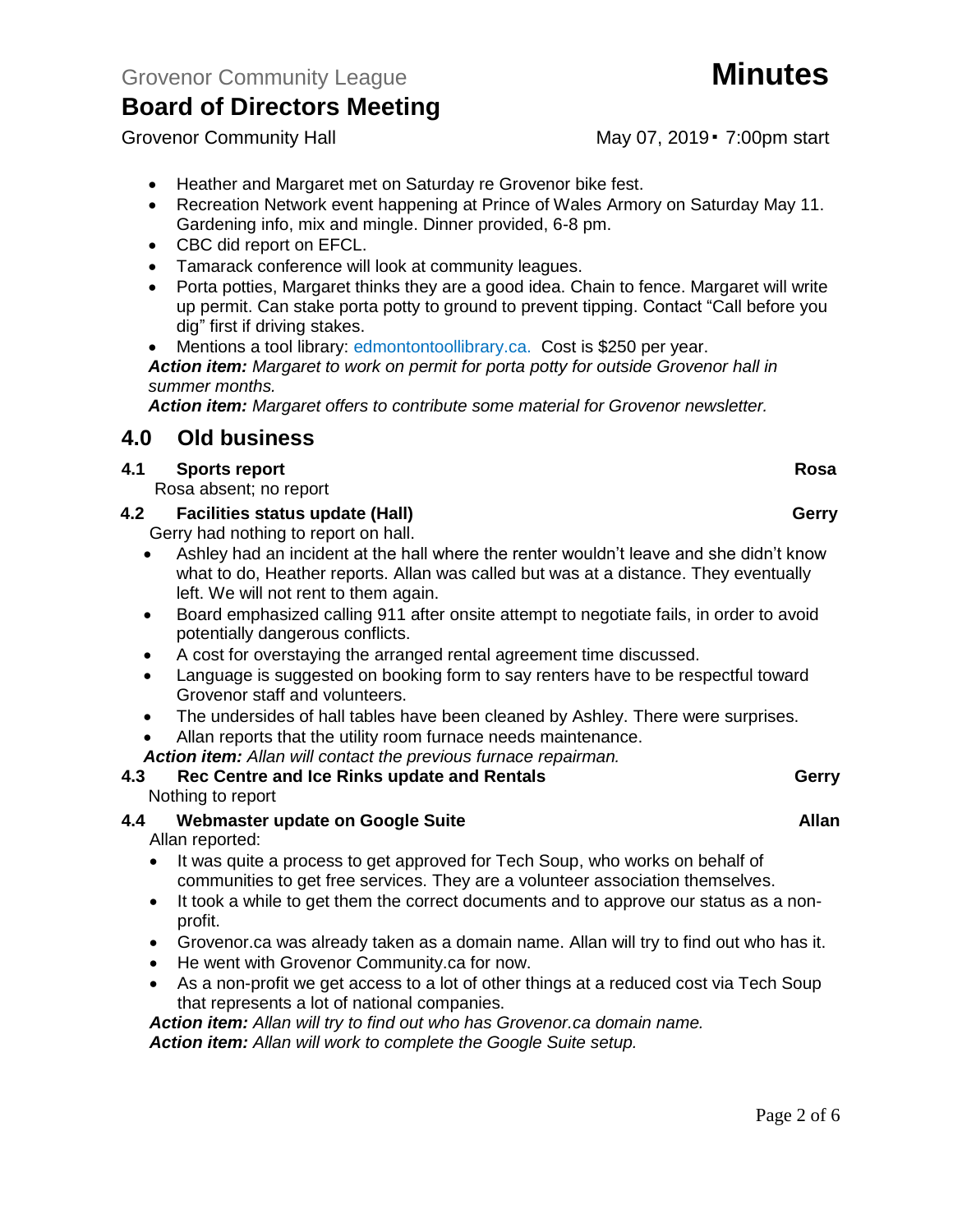- Heather and Margaret met on Saturday re Grovenor bike fest.
- Recreation Network event happening at Prince of Wales Armory on Saturday May 11. Gardening info, mix and mingle. Dinner provided, 6-8 pm.
- CBC did report on EFCL.
- Tamarack conference will look at community leagues.
- Porta potties, Margaret thinks they are a good idea. Chain to fence. Margaret will write up permit. Can stake porta potty to ground to prevent tipping. Contact "Call before you dig" first if driving stakes.
- Mentions a tool library: edmontontoollibrary.ca. Cost is $250 per year.

***Action item:*** *Margaret to work on permit for porta potty for outside Grovenor hall in summer months.*

***Action item:*** *Margaret offers to contribute some material for Grovenor newsletter.*

## 4.0 Old business

### 4.1 Sports report — Rosa

Rosa absent; no report

### 4.2 Facilities status update (Hall) — Gerry

Gerry had nothing to report on hall.

- Ashley had an incident at the hall where the renter wouldn't leave and she didn't know what to do, Heather reports. Allan was called but was at a distance. They eventually left. We will not rent to them again.
- Board emphasized calling 911 after onsite attempt to negotiate fails, in order to avoid potentially dangerous conflicts.
- A cost for overstaying the arranged rental agreement time discussed.
- Language is suggested on booking form to say renters have to be respectful toward Grovenor staff and volunteers.
- The undersides of hall tables have been cleaned by Ashley. There were surprises.
- Allan reports that the utility room furnace needs maintenance.

***Action item:*** *Allan will contact the previous furnace repairman.*

### 4.3 Rec Centre and Ice Rinks update and Rentals — Gerry

Nothing to report

### 4.4 Webmaster update on Google Suite — Allan

Allan reported:

- It was quite a process to get approved for Tech Soup, who works on behalf of communities to get free services. They are a volunteer association themselves.
- It took a while to get them the correct documents and to approve our status as a non-profit.
- Grovenor.ca was already taken as a domain name. Allan will try to find out who has it.
- He went with Grovenor Community.ca for now.
- As a non-profit we get access to a lot of other things at a reduced cost via Tech Soup that represents a lot of national companies.

***Action item:*** *Allan will try to find out who has Grovenor.ca domain name.*

***Action item:*** *Allan will work to complete the Google Suite setup.*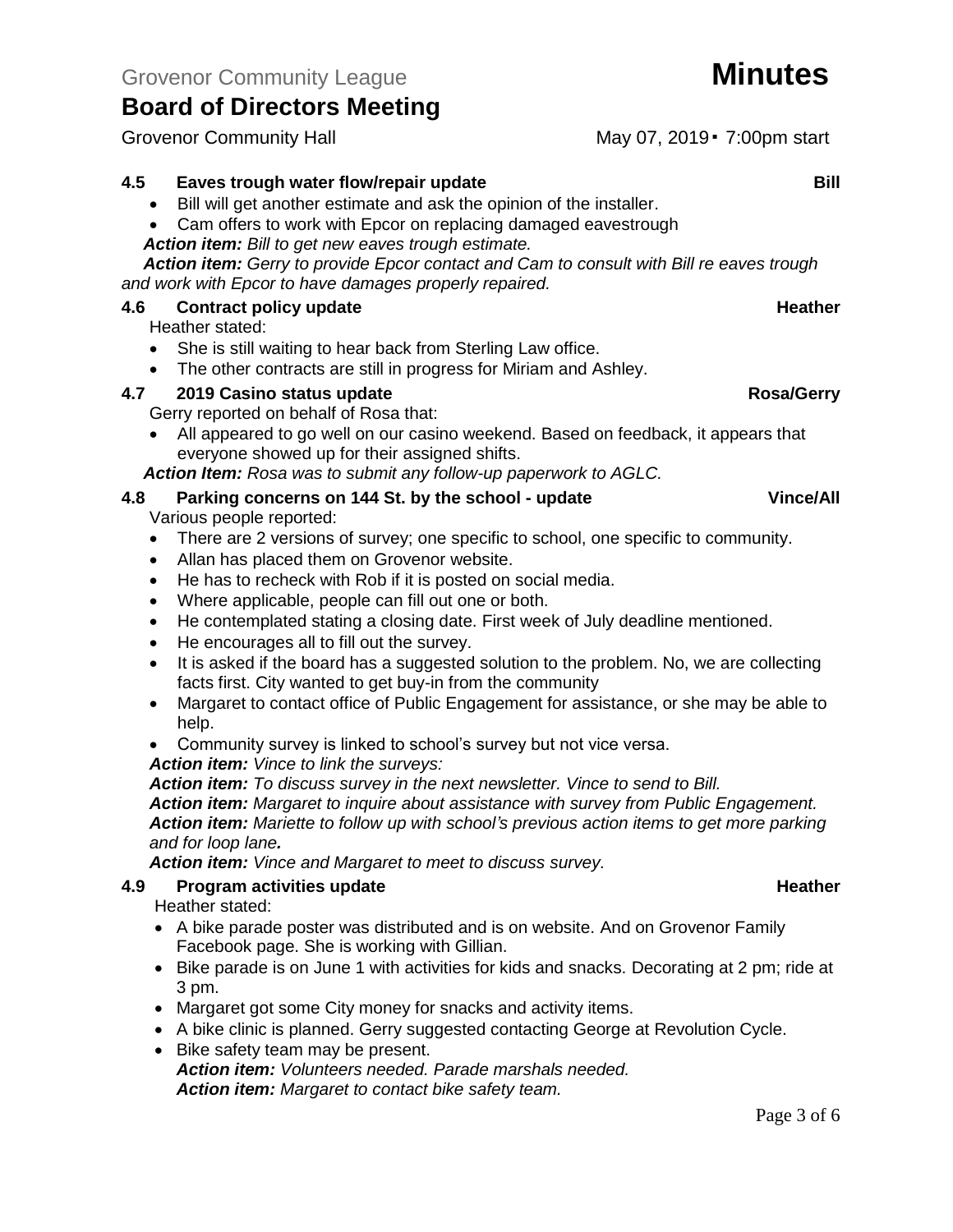Grovenor Community League **Minutes**

# Board of Directors Meeting

Grovenor Community Hall May 07, 2019 ▪ 7:00pm start

### 4.5 Eaves trough water flow/repair update — Bill

- Bill will get another estimate and ask the opinion of the installer.
- Cam offers to work with Epcor on replacing damaged eavestrough

***Action item:*** *Bill to get new eaves trough estimate.*

***Action item:*** *Gerry to provide Epcor contact and Cam to consult with Bill re eaves trough and work with Epcor to have damages properly repaired.*

### 4.6 Contract policy update — Heather

Heather stated:

- She is still waiting to hear back from Sterling Law office.
- The other contracts are still in progress for Miriam and Ashley.

### 4.7 2019 Casino status update — Rosa/Gerry

Gerry reported on behalf of Rosa that:

- All appeared to go well on our casino weekend. Based on feedback, it appears that everyone showed up for their assigned shifts.

***Action Item:*** *Rosa was to submit any follow-up paperwork to AGLC.*

### 4.8 Parking concerns on 144 St. by the school - update — Vince/All

Various people reported:

- There are 2 versions of survey; one specific to school, one specific to community.
- Allan has placed them on Grovenor website.
- He has to recheck with Rob if it is posted on social media.
- Where applicable, people can fill out one or both.
- He contemplated stating a closing date. First week of July deadline mentioned.
- He encourages all to fill out the survey.
- It is asked if the board has a suggested solution to the problem. No, we are collecting facts first. City wanted to get buy-in from the community
- Margaret to contact office of Public Engagement for assistance, or she may be able to help.
- Community survey is linked to school's survey but not vice versa.

***Action item:*** *Vince to link the surveys:*

***Action item:*** *To discuss survey in the next newsletter. Vince to send to Bill.*

***Action item:*** *Margaret to inquire about assistance with survey from Public Engagement.*

***Action item:*** *Mariette to follow up with school's previous action items to get more parking and for loop lane.*

***Action item:*** *Vince and Margaret to meet to discuss survey.*

### 4.9 Program activities update — Heather

Heather stated:

- A bike parade poster was distributed and is on website. And on Grovenor Family Facebook page. She is working with Gillian.
- Bike parade is on June 1 with activities for kids and snacks. Decorating at 2 pm; ride at 3 pm.
- Margaret got some City money for snacks and activity items.
- A bike clinic is planned. Gerry suggested contacting George at Revolution Cycle.
- Bike safety team may be present.

  ***Action item:*** *Volunteers needed. Parade marshals needed.*

  ***Action item:*** *Margaret to contact bike safety team.*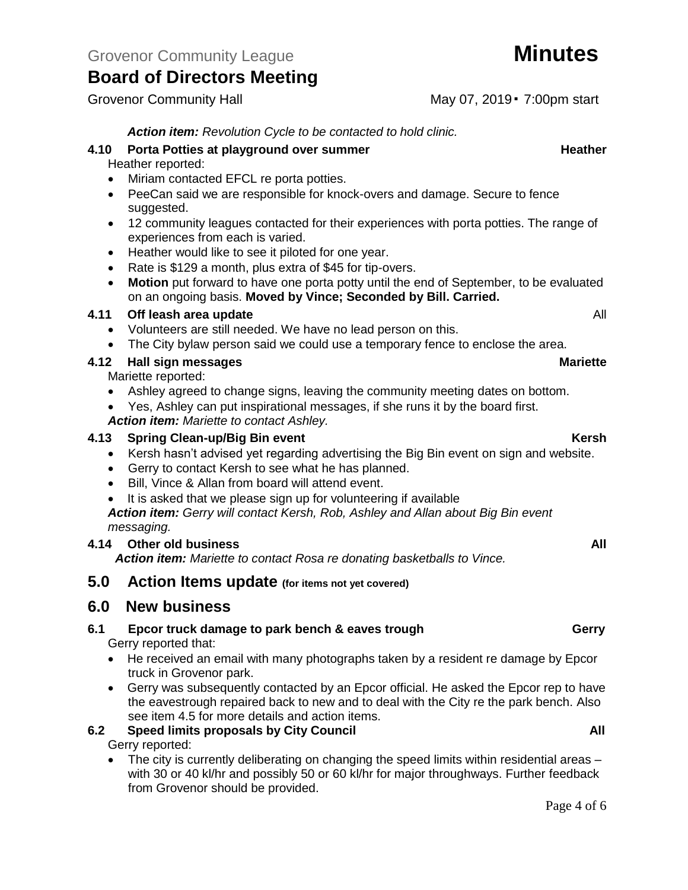*Action item: Revolution Cycle to be contacted to hold clinic.*

### 4.10 Porta Potties at playground over summer — Heather

Heather reported:

- Miriam contacted EFCL re porta potties.
- PeeCan said we are responsible for knock-overs and damage. Secure to fence suggested.
- 12 community leagues contacted for their experiences with porta potties. The range of experiences from each is varied.
- Heather would like to see it piloted for one year.
- Rate is $129 a month, plus extra of $45 for tip-overs.
- **Motion** put forward to have one porta potty until the end of September, to be evaluated on an ongoing basis. **Moved by Vince; Seconded by Bill. Carried.**

### 4.11 Off leash area update — All

- Volunteers are still needed. We have no lead person on this.
- The City bylaw person said we could use a temporary fence to enclose the area.

### 4.12 Hall sign messages — Mariette

Mariette reported:

- Ashley agreed to change signs, leaving the community meeting dates on bottom.
- Yes, Ashley can put inspirational messages, if she runs it by the board first.

***Action item:*** *Mariette to contact Ashley.*

### 4.13 Spring Clean-up/Big Bin event — Kersh

- Kersh hasn't advised yet regarding advertising the Big Bin event on sign and website.
- Gerry to contact Kersh to see what he has planned.
- Bill, Vince & Allan from board will attend event.
- It is asked that we please sign up for volunteering if available

***Action item:*** *Gerry will contact Kersh, Rob, Ashley and Allan about Big Bin event messaging.*

### 4.14 Other old business — All

***Action item:*** *Mariette to contact Rosa re donating basketballs to Vince.*

## 5.0 Action Items update (for items not yet covered)

## 6.0 New business

### 6.1 Epcor truck damage to park bench & eaves trough — Gerry

Gerry reported that:

- He received an email with many photographs taken by a resident re damage by Epcor truck in Grovenor park.
- Gerry was subsequently contacted by an Epcor official. He asked the Epcor rep to have the eavestrough repaired back to new and to deal with the City re the park bench. Also see item 4.5 for more details and action items.

### 6.2 Speed limits proposals by City Council — All

Gerry reported:

- The city is currently deliberating on changing the speed limits within residential areas – with 30 or 40 kl/hr and possibly 50 or 60 kl/hr for major throughways. Further feedback from Grovenor should be provided.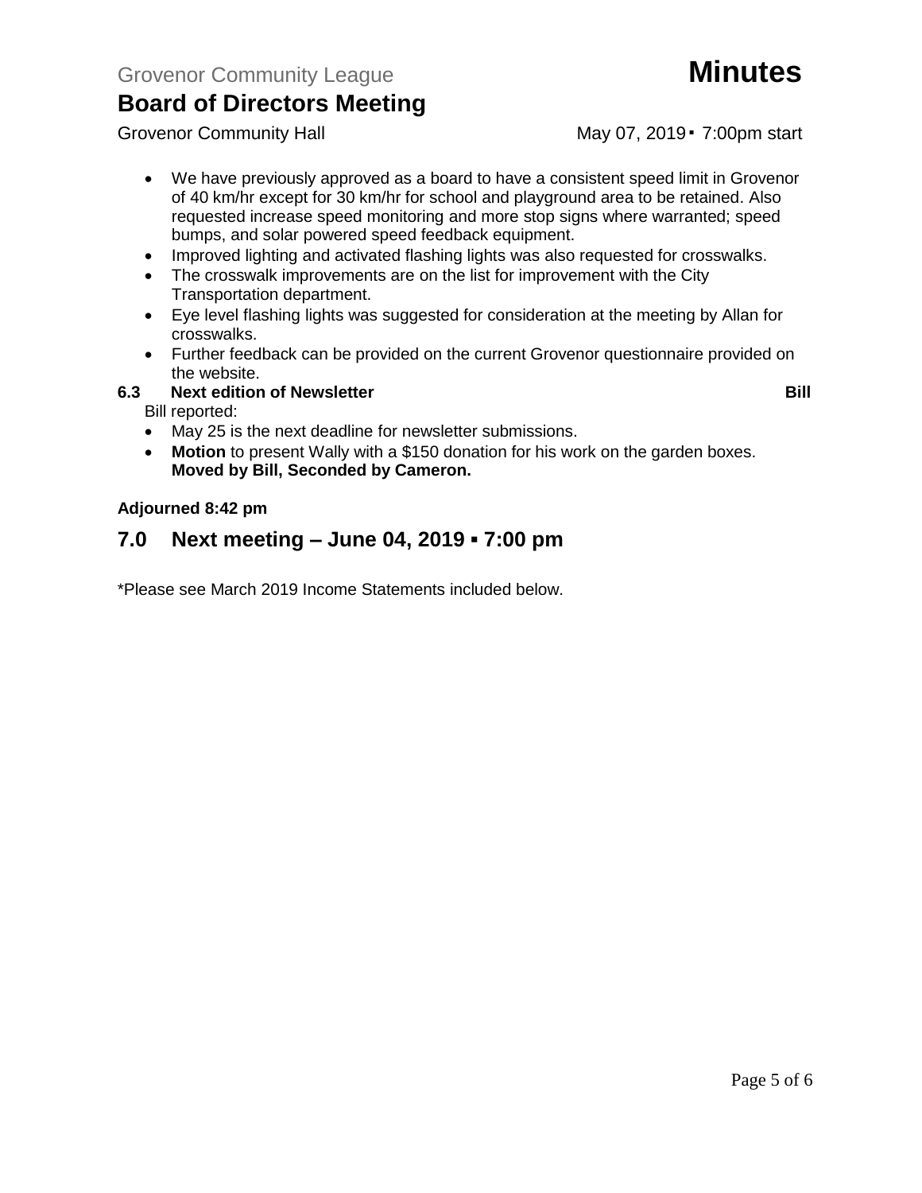- We have previously approved as a board to have a consistent speed limit in Grovenor of 40 km/hr except for 30 km/hr for school and playground area to be retained. Also requested increase speed monitoring and more stop signs where warranted; speed bumps, and solar powered speed feedback equipment.
- Improved lighting and activated flashing lights was also requested for crosswalks.
- The crosswalk improvements are on the list for improvement with the City Transportation department.
- Eye level flashing lights was suggested for consideration at the meeting by Allan for crosswalks.
- Further feedback can be provided on the current Grovenor questionnaire provided on the website.

**6.3 Next edition of Newsletter** **Bill**

Bill reported:

- May 25 is the next deadline for newsletter submissions.
- **Motion** to present Wally with a $150 donation for his work on the garden boxes. **Moved by Bill, Seconded by Cameron.**

**Adjourned 8:42 pm**

## 7.0 Next meeting – June 04, 2019 ▪ 7:00 pm

*Please see March 2019 Income Statements included below.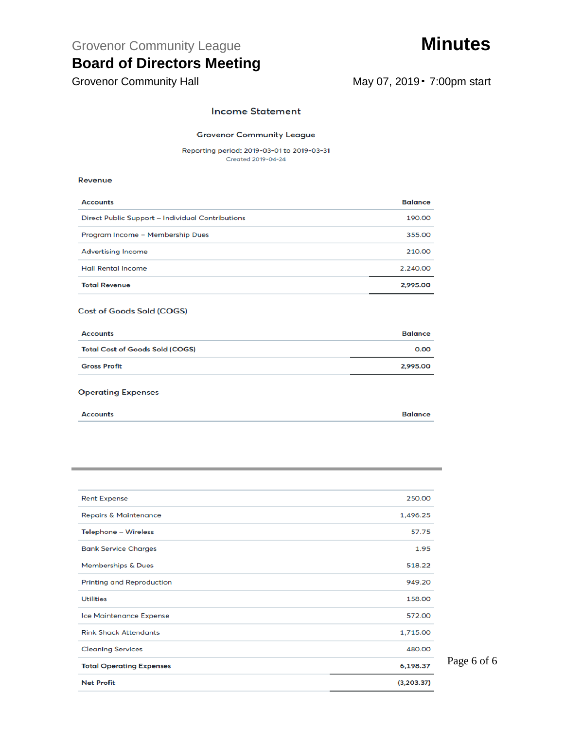# Income Statement

## Grovenor Community League

Reporting period: 2019-03-01 to 2019-03-31
Created 2019-04-24

### Revenue

| Accounts | Balance |
|---|---|
| Direct Public Support – Individual Contributions | 190.00 |
| Program Income – Membership Dues | 355.00 |
| Advertising Income | 210.00 |
| Hall Rental Income | 2,240.00 |
| **Total Revenue** | **2,995.00** |

### Cost of Goods Sold (COGS)

| Accounts | Balance |
|---|---|
| **Total Cost of Goods Sold (COGS)** | **0.00** |
| **Gross Profit** | **2,995.00** |

### Operating Expenses

| Accounts | Balance |
|---|---|
| Rent Expense | 250.00 |
| Repairs & Maintenance | 1,496.25 |
| Telephone – Wireless | 57.75 |
| Bank Service Charges | 1.95 |
| Memberships & Dues | 518.22 |
| Printing and Reproduction | 949.20 |
| Utilities | 158.00 |
| Ice Maintenance Expense | 572.00 |
| Rink Shack Attendants | 1,715.00 |
| Cleaning Services | 480.00 |
| **Total Operating Expenses** | **6,198.37** |
| **Net Profit** | **(3,203.37)** |